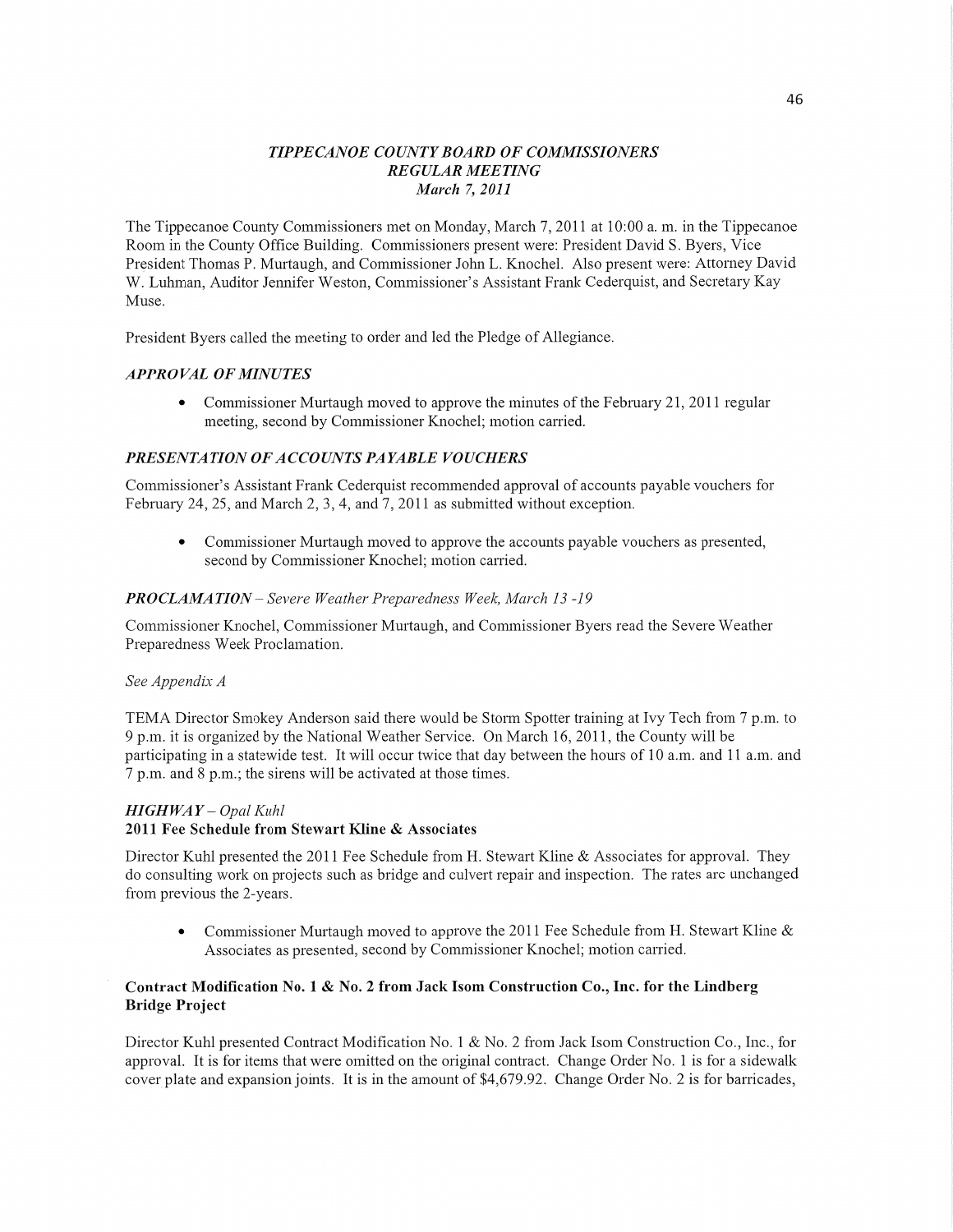### *TIPPECANOE COUNTY BOARD OF COMMISSIONERS*
### *REGULAR MEETING*
### *March 7, 2011*

The Tippecanoe County Commissioners met on Monday, March 7, 2011 at 10:00 a. m. in the Tippecanoe Room in the County Office Building. Commissioners present were: President David S. Byers, Vice President Thomas P. Murtaugh, and Commissioner John L. Knochel. Also present were: Attorney David W. Luhman, Auditor Jennifer Weston, Commissioner's Assistant Frank Cederquist, and Secretary Kay Muse.

President Byers called the meeting to order and led the Pledge of Allegiance.

#### *APPROVAL OF MINUTES*

- Commissioner Murtaugh moved to approve the minutes of the February 21, 2011 regular meeting, second by Commissioner Knochel; motion carried.

#### *PRESENTATION OF ACCOUNTS PAYABLE VOUCHERS*

Commissioner's Assistant Frank Cederquist recommended approval of accounts payable vouchers for February 24, 25, and March 2, 3, 4, and 7, 2011 as submitted without exception.

- Commissioner Murtaugh moved to approve the accounts payable vouchers as presented, second by Commissioner Knochel; motion carried.

#### ***PROCLAMATION*** *– Severe Weather Preparedness Week, March 13 -19*

Commissioner Knochel, Commissioner Murtaugh, and Commissioner Byers read the Severe Weather Preparedness Week Proclamation.

*See Appendix A*

TEMA Director Smokey Anderson said there would be Storm Spotter training at Ivy Tech from 7 p.m. to 9 p.m. it is organized by the National Weather Service. On March 16, 2011, the County will be participating in a statewide test. It will occur twice that day between the hours of 10 a.m. and 11 a.m. and 7 p.m. and 8 p.m.; the sirens will be activated at those times.

#### ***HIGHWAY*** *– Opal Kuhl*

**2011 Fee Schedule from Stewart Kline & Associates**

Director Kuhl presented the 2011 Fee Schedule from H. Stewart Kline & Associates for approval. They do consulting work on projects such as bridge and culvert repair and inspection. The rates are unchanged from previous the 2-years.

- Commissioner Murtaugh moved to approve the 2011 Fee Schedule from H. Stewart Kline & Associates as presented, second by Commissioner Knochel; motion carried.

**Contract Modification No. 1 & No. 2 from Jack Isom Construction Co., Inc. for the Lindberg Bridge Project**

Director Kuhl presented Contract Modification No. 1 & No. 2 from Jack Isom Construction Co., Inc., for approval. It is for items that were omitted on the original contract. Change Order No. 1 is for a sidewalk cover plate and expansion joints. It is in the amount of $4,679.92. Change Order No. 2 is for barricades,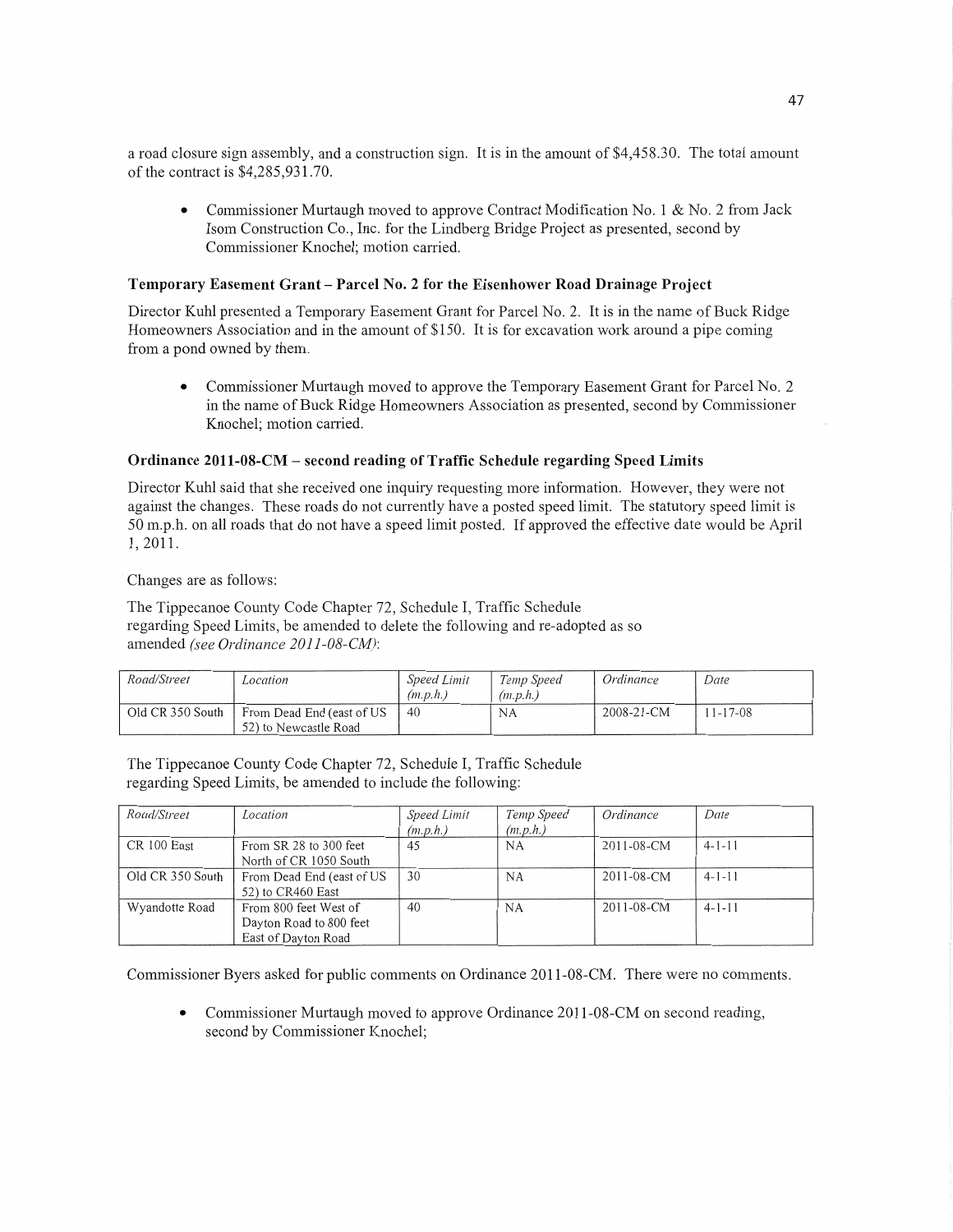a road closure sign assembly, and a construction sign. It is in the amount of $4,458.30. The total amount of the contract is $4,285,931.70.

- Commissioner Murtaugh moved to approve Contract Modification No. 1 & No. 2 from Jack Isom Construction Co., Inc. for the Lindberg Bridge Project as presented, second by Commissioner Knochel; motion carried.

**Temporary Easement Grant – Parcel No. 2 for the Eisenhower Road Drainage Project**

Director Kuhl presented a Temporary Easement Grant for Parcel No. 2. It is in the name of Buck Ridge Homeowners Association and in the amount of $150. It is for excavation work around a pipe coming from a pond owned by them.

- Commissioner Murtaugh moved to approve the Temporary Easement Grant for Parcel No. 2 in the name of Buck Ridge Homeowners Association as presented, second by Commissioner Knochel; motion carried.

**Ordinance 2011-08-CM – second reading of Traffic Schedule regarding Speed Limits**

Director Kuhl said that she received one inquiry requesting more information. However, they were not against the changes. These roads do not currently have a posted speed limit. The statutory speed limit is 50 m.p.h. on all roads that do not have a speed limit posted. If approved the effective date would be April 1, 2011.

Changes are as follows:

The Tippecanoe County Code Chapter 72, Schedule I, Traffic Schedule regarding Speed Limits, be amended to delete the following and re-adopted as so amended *(see Ordinance 2011-08-CM)*:

| *Road/Street* | *Location* | *Speed Limit (m.p.h.)* | *Temp Speed (m.p.h.)* | *Ordinance* | *Date* |
|---|---|---|---|---|---|
| Old CR 350 South | From Dead End (east of US 52) to Newcastle Road | 40 | NA | 2008-21-CM | 11-17-08 |

The Tippecanoe County Code Chapter 72, Schedule I, Traffic Schedule regarding Speed Limits, be amended to include the following:

| *Road/Street* | *Location* | *Speed Limit (m.p.h.)* | *Temp Speed (m.p.h.)* | *Ordinance* | *Date* |
|---|---|---|---|---|---|
| CR 100 East | From SR 28 to 300 feet North of CR 1050 South | 45 | NA | 2011-08-CM | 4-1-11 |
| Old CR 350 South | From Dead End (east of US 52) to CR460 East | 30 | NA | 2011-08-CM | 4-1-11 |
| Wyandotte Road | From 800 feet West of Dayton Road to 800 feet East of Dayton Road | 40 | NA | 2011-08-CM | 4-1-11 |

Commissioner Byers asked for public comments on Ordinance 2011-08-CM. There were no comments.

- Commissioner Murtaugh moved to approve Ordinance 2011-08-CM on second reading, second by Commissioner Knochel;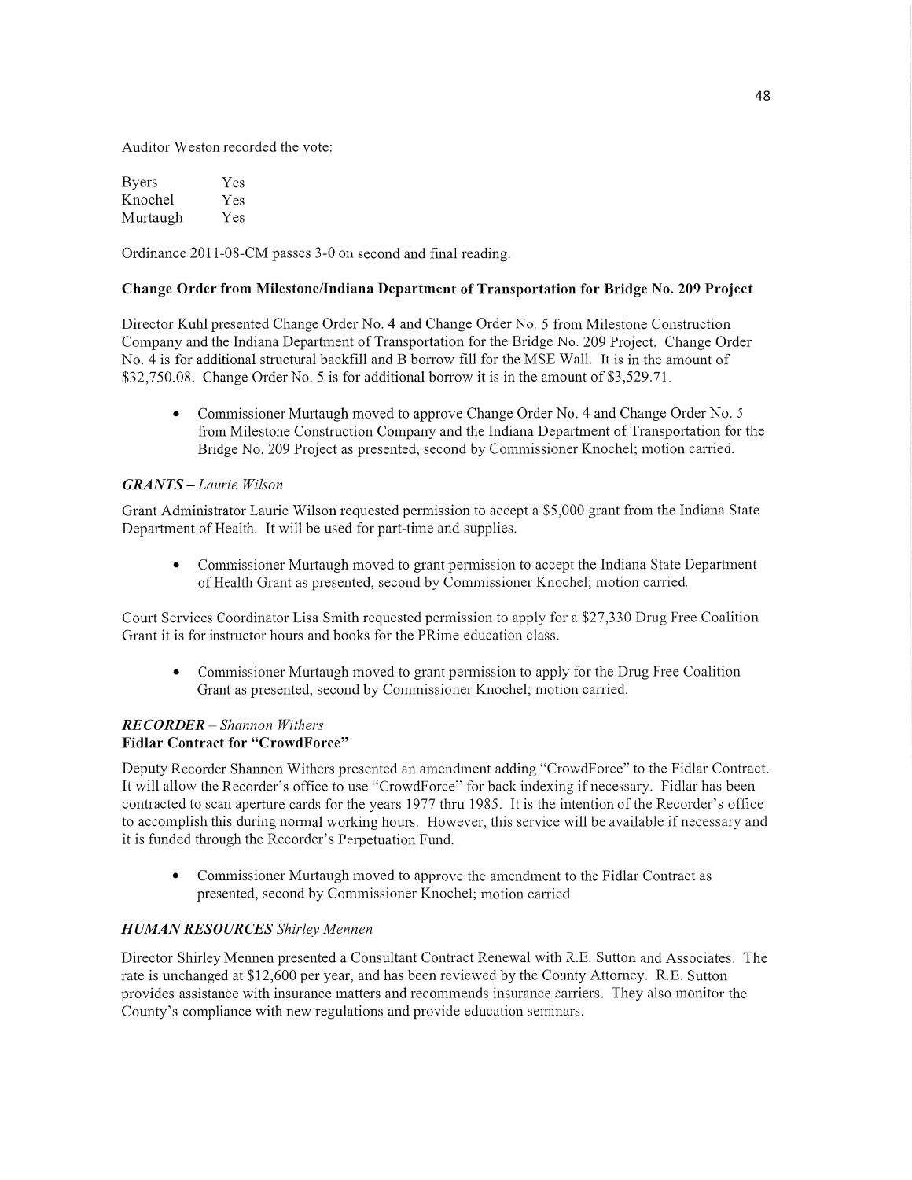Auditor Weston recorded the vote:

| | |
|---|---|
| Byers | Yes |
| Knochel | Yes |
| Murtaugh | Yes |

Ordinance 2011-08-CM passes 3-0 on second and final reading.

**Change Order from Milestone/Indiana Department of Transportation for Bridge No. 209 Project**

Director Kuhl presented Change Order No. 4 and Change Order No. 5 from Milestone Construction Company and the Indiana Department of Transportation for the Bridge No. 209 Project. Change Order No. 4 is for additional structural backfill and B borrow fill for the MSE Wall. It is in the amount of $32,750.08. Change Order No. 5 is for additional borrow it is in the amount of $3,529.71.

- Commissioner Murtaugh moved to approve Change Order No. 4 and Change Order No. 5 from Milestone Construction Company and the Indiana Department of Transportation for the Bridge No. 209 Project as presented, second by Commissioner Knochel; motion carried.

***GRANTS*** *– Laurie Wilson*

Grant Administrator Laurie Wilson requested permission to accept a $5,000 grant from the Indiana State Department of Health. It will be used for part-time and supplies.

- Commissioner Murtaugh moved to grant permission to accept the Indiana State Department of Health Grant as presented, second by Commissioner Knochel; motion carried.

Court Services Coordinator Lisa Smith requested permission to apply for a $27,330 Drug Free Coalition Grant it is for instructor hours and books for the PRime education class.

- Commissioner Murtaugh moved to grant permission to apply for the Drug Free Coalition Grant as presented, second by Commissioner Knochel; motion carried.

***RECORDER*** *– Shannon Withers*
**Fidlar Contract for "CrowdForce"**

Deputy Recorder Shannon Withers presented an amendment adding "CrowdForce" to the Fidlar Contract. It will allow the Recorder's office to use "CrowdForce" for back indexing if necessary. Fidlar has been contracted to scan aperture cards for the years 1977 thru 1985. It is the intention of the Recorder's office to accomplish this during normal working hours. However, this service will be available if necessary and it is funded through the Recorder's Perpetuation Fund.

- Commissioner Murtaugh moved to approve the amendment to the Fidlar Contract as presented, second by Commissioner Knochel; motion carried.

***HUMAN RESOURCES*** *Shirley Mennen*

Director Shirley Mennen presented a Consultant Contract Renewal with R.E. Sutton and Associates. The rate is unchanged at $12,600 per year, and has been reviewed by the County Attorney. R.E. Sutton provides assistance with insurance matters and recommends insurance carriers. They also monitor the County's compliance with new regulations and provide education seminars.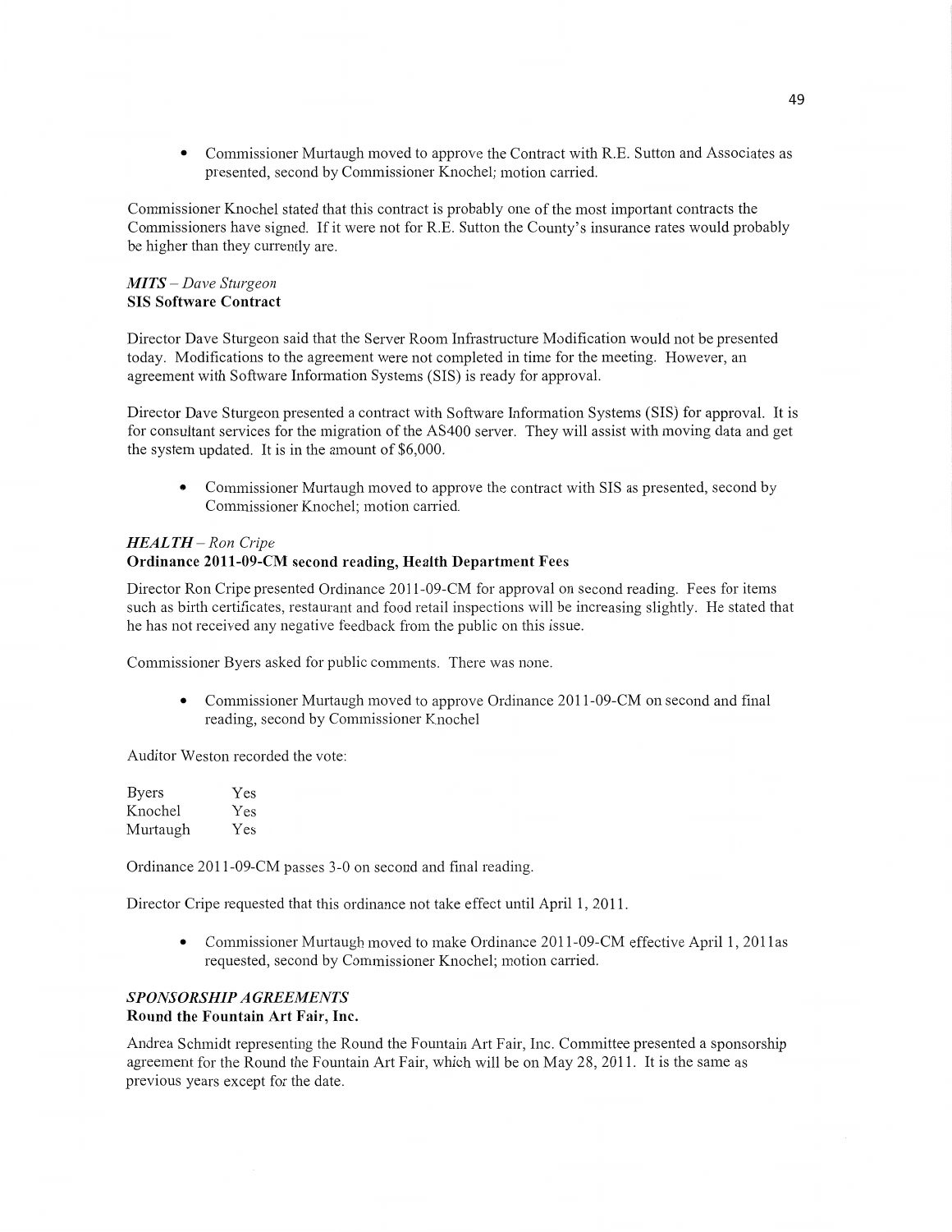- Commissioner Murtaugh moved to approve the Contract with R.E. Sutton and Associates as presented, second by Commissioner Knochel; motion carried.

Commissioner Knochel stated that this contract is probably one of the most important contracts the Commissioners have signed. If it were not for R.E. Sutton the County's insurance rates would probably be higher than they currently are.

***MITS** – Dave Sturgeon*
**SIS Software Contract**

Director Dave Sturgeon said that the Server Room Infrastructure Modification would not be presented today. Modifications to the agreement were not completed in time for the meeting. However, an agreement with Software Information Systems (SIS) is ready for approval.

Director Dave Sturgeon presented a contract with Software Information Systems (SIS) for approval. It is for consultant services for the migration of the AS400 server. They will assist with moving data and get the system updated. It is in the amount of $6,000.

- Commissioner Murtaugh moved to approve the contract with SIS as presented, second by Commissioner Knochel; motion carried.

***HEALTH** – Ron Cripe*
**Ordinance 2011-09-CM second reading, Health Department Fees**

Director Ron Cripe presented Ordinance 2011-09-CM for approval on second reading. Fees for items such as birth certificates, restaurant and food retail inspections will be increasing slightly. He stated that he has not received any negative feedback from the public on this issue.

Commissioner Byers asked for public comments. There was none.

- Commissioner Murtaugh moved to approve Ordinance 2011-09-CM on second and final reading, second by Commissioner Knochel

Auditor Weston recorded the vote:

| | |
|---|---|
| Byers | Yes |
| Knochel | Yes |
| Murtaugh | Yes |

Ordinance 2011-09-CM passes 3-0 on second and final reading.

Director Cripe requested that this ordinance not take effect until April 1, 2011.

- Commissioner Murtaugh moved to make Ordinance 2011-09-CM effective April 1, 2011as requested, second by Commissioner Knochel; motion carried.

***SPONSORSHIP AGREEMENTS***
**Round the Fountain Art Fair, Inc.**

Andrea Schmidt representing the Round the Fountain Art Fair, Inc. Committee presented a sponsorship agreement for the Round the Fountain Art Fair, which will be on May 28, 2011. It is the same as previous years except for the date.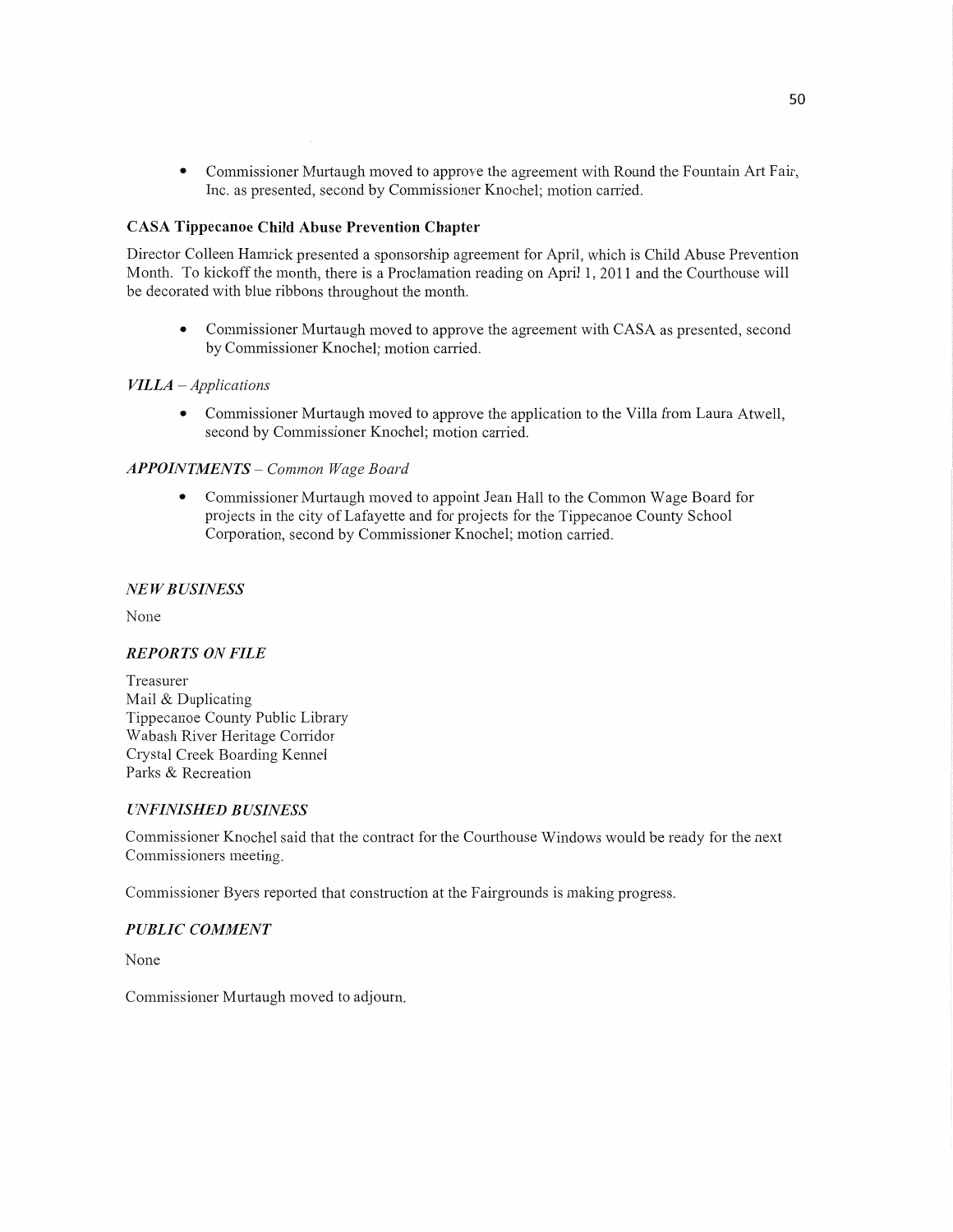- Commissioner Murtaugh moved to approve the agreement with Round the Fountain Art Fair, Inc. as presented, second by Commissioner Knochel; motion carried.

**CASA Tippecanoe Child Abuse Prevention Chapter**

Director Colleen Hamrick presented a sponsorship agreement for April, which is Child Abuse Prevention Month. To kickoff the month, there is a Proclamation reading on April 1, 2011 and the Courthouse will be decorated with blue ribbons throughout the month.

- Commissioner Murtaugh moved to approve the agreement with CASA as presented, second by Commissioner Knochel; motion carried.

***VILLA** – Applications*

- Commissioner Murtaugh moved to approve the application to the Villa from Laura Atwell, second by Commissioner Knochel; motion carried.

***APPOINTMENTS** – Common Wage Board*

- Commissioner Murtaugh moved to appoint Jean Hall to the Common Wage Board for projects in the city of Lafayette and for projects for the Tippecanoe County School Corporation, second by Commissioner Knochel; motion carried.

***NEW BUSINESS***

None

***REPORTS ON FILE***

Treasurer
Mail & Duplicating
Tippecanoe County Public Library
Wabash River Heritage Corridor
Crystal Creek Boarding Kennel
Parks & Recreation

***UNFINISHED BUSINESS***

Commissioner Knochel said that the contract for the Courthouse Windows would be ready for the next Commissioners meeting.

Commissioner Byers reported that construction at the Fairgrounds is making progress.

***PUBLIC COMMENT***

None

Commissioner Murtaugh moved to adjourn.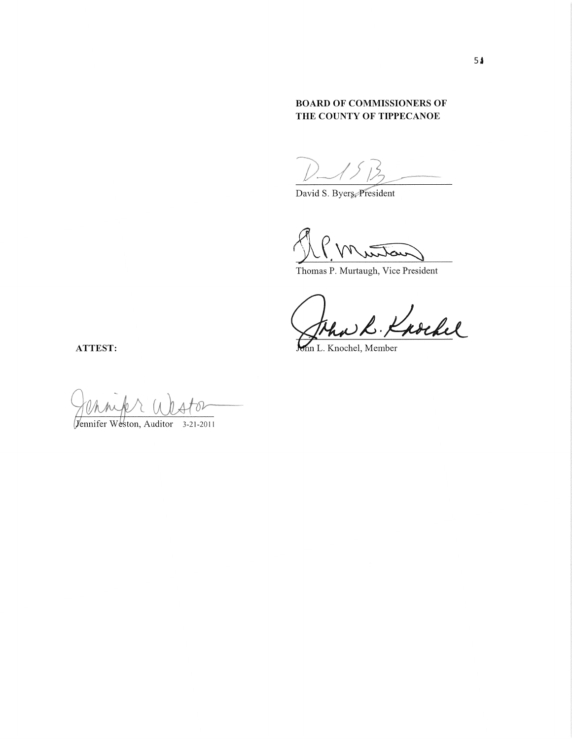**BOARD OF COMMISSIONERS OF THE COUNTY OF TIPPECANOE**

David S. Byers, President

Thomas P. Murtaugh, Vice President

John L. Knochel, Member

**ATTEST:**

Jennifer Weston, Auditor 3-21-2011